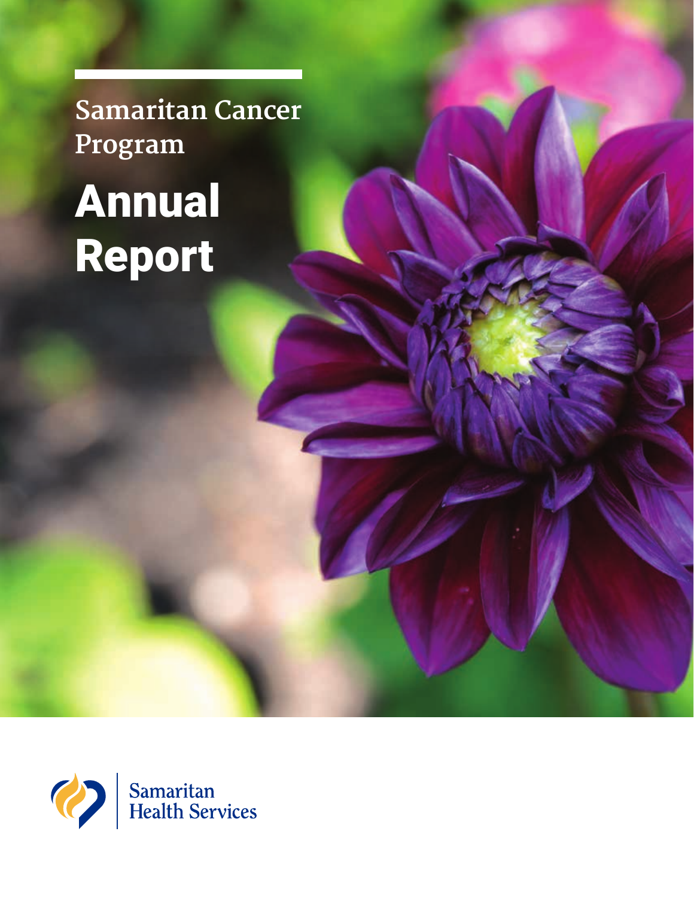Samaritan Cancer Program

# Annual Report

Samaritan Health Services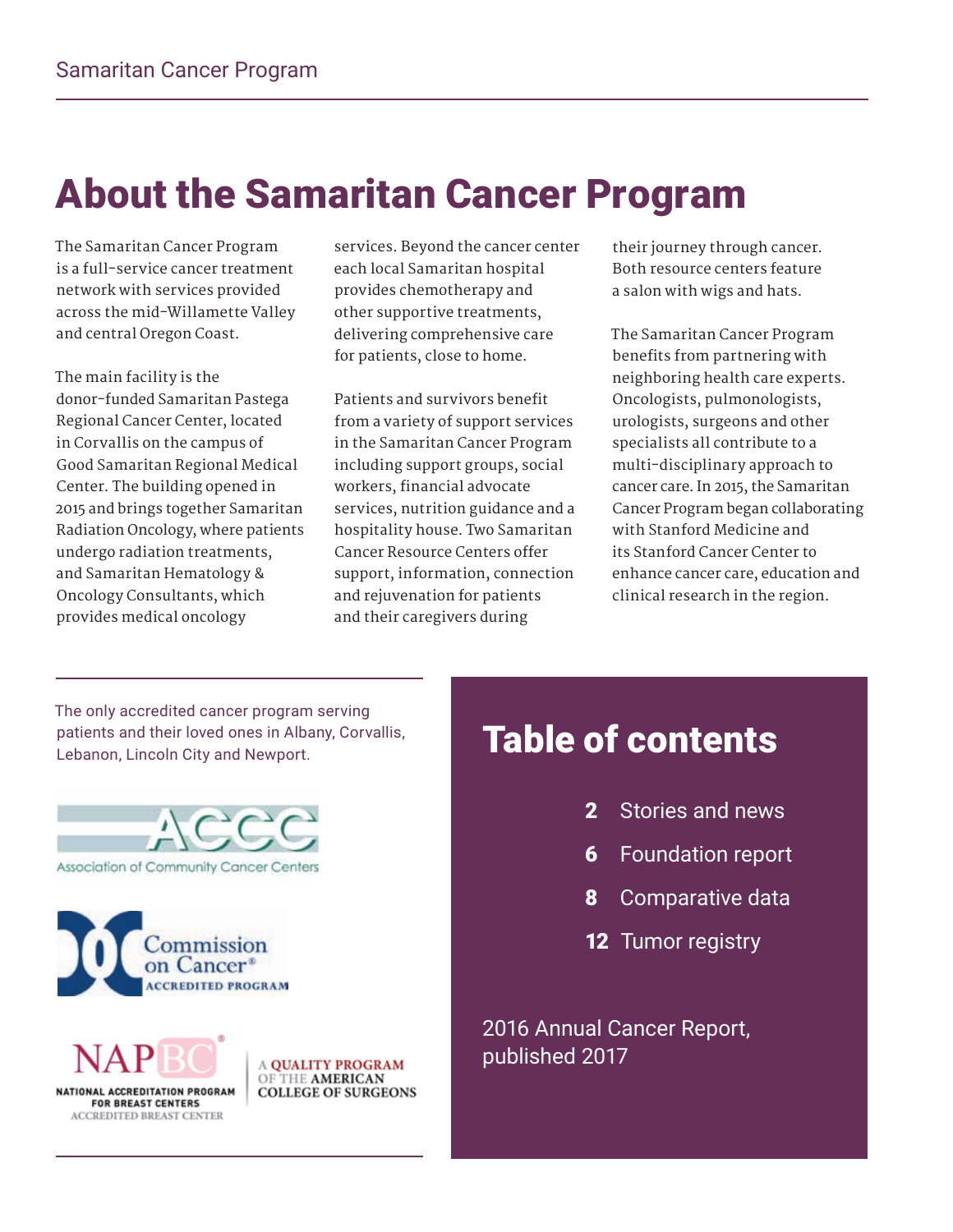# About the Samaritan Cancer Program

The Samaritan Cancer Program is a full-service cancer treatment network with services provided across the mid-Willamette Valley and central Oregon Coast.

The main facility is the donor-funded Samaritan Pastega Regional Cancer Center, located in Corvallis on the campus of Good Samaritan Regional Medical Center. The building opened in 2015 and brings together Samaritan Radiation Oncology, where patients undergo radiation treatments, and Samaritan Hematology & Oncology Consultants, which provides medical oncology services. Beyond the cancer center each local Samaritan hospital provides chemotherapy and other supportive treatments, delivering comprehensive care for patients, close to home.

Patients and survivors benefit from a variety of support services in the Samaritan Cancer Program including support groups, social workers, financial advocate services, nutrition guidance and a hospitality house. Two Samaritan Cancer Resource Centers offer support, information, connection and rejuvenation for patients and their caregivers during their journey through cancer. Both resource centers feature a salon with wigs and hats.

The Samaritan Cancer Program benefits from partnering with neighboring health care experts. Oncologists, pulmonologists, urologists, surgeons and other specialists all contribute to a multi-disciplinary approach to cancer care. In 2015, the Samaritan Cancer Program began collaborating with Stanford Medicine and its Stanford Cancer Center to enhance cancer care, education and clinical research in the region.

The only accredited cancer program serving patients and their loved ones in Albany, Corvallis, Lebanon, Lincoln City and Newport.

ACCC – Association of Community Cancer Centers

Commission on Cancer® Accredited Program

NAPBC® National Accreditation Program for Breast Centers – Accredited Breast Center

A Quality Program of the American College of Surgeons

## Table of contents

- **2** Stories and news
- **6** Foundation report
- **8** Comparative data
- **12** Tumor registry

2016 Annual Cancer Report, published 2017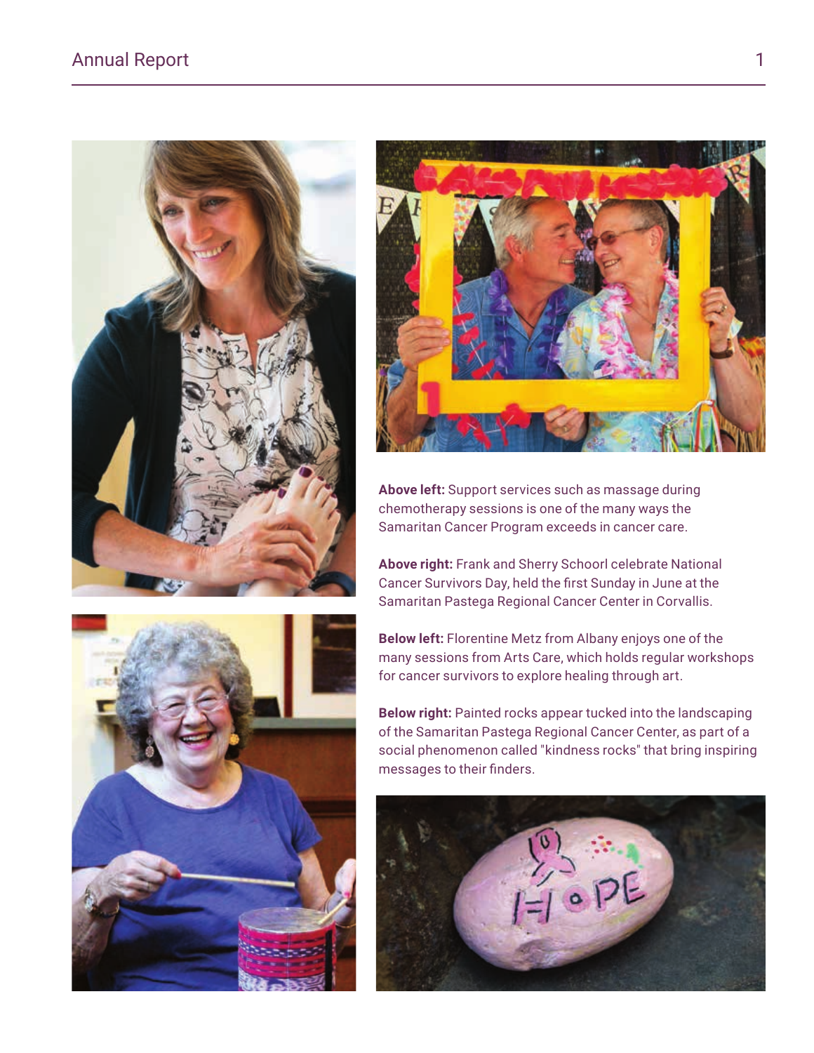**Above left:** Support services such as massage during chemotherapy sessions is one of the many ways the Samaritan Cancer Program exceeds in cancer care.

**Above right:** Frank and Sherry Schoorl celebrate National Cancer Survivors Day, held the first Sunday in June at the Samaritan Pastega Regional Cancer Center in Corvallis.

**Below left:** Florentine Metz from Albany enjoys one of the many sessions from Arts Care, which holds regular workshops for cancer survivors to explore healing through art.

**Below right:** Painted rocks appear tucked into the landscaping of the Samaritan Pastega Regional Cancer Center, as part of a social phenomenon called "kindness rocks" that bring inspiring messages to their finders.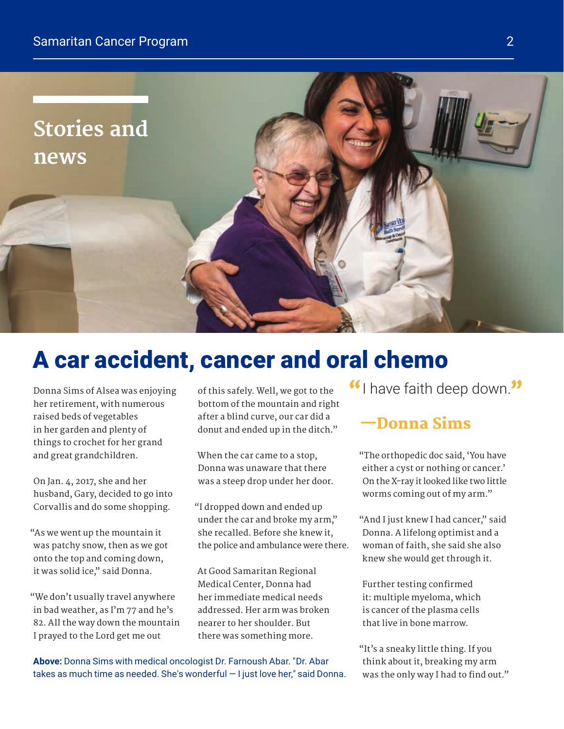# Stories and news

## A car accident, cancer and oral chemo

Donna Sims of Alsea was enjoying her retirement, with numerous raised beds of vegetables in her garden and plenty of things to crochet for her grand and great grandchildren.

On Jan. 4, 2017, she and her husband, Gary, decided to go into Corvallis and do some shopping.

"As we went up the mountain it was patchy snow, then as we got onto the top and coming down, it was solid ice," said Donna.

"We don't usually travel anywhere in bad weather, as I'm 77 and he's 82. All the way down the mountain I prayed to the Lord get me out of this safely. Well, we got to the bottom of the mountain and right after a blind curve, our car did a donut and ended up in the ditch."

When the car came to a stop, Donna was unaware that there was a steep drop under her door.

"I dropped down and ended up under the car and broke my arm," she recalled. Before she knew it, the police and ambulance were there.

At Good Samaritan Regional Medical Center, Donna had her immediate medical needs addressed. Her arm was broken nearer to her shoulder. But there was something more.

> "I have faith deep down."
>
> **—Donna Sims**

"The orthopedic doc said, 'You have either a cyst or nothing or cancer.' On the X-ray it looked like two little worms coming out of my arm."

"And I just knew I had cancer," said Donna. A lifelong optimist and a woman of faith, she said she also knew she would get through it.

Further testing confirmed it: multiple myeloma, which is cancer of the plasma cells that live in bone marrow.

"It's a sneaky little thing. If you think about it, breaking my arm was the only way I had to find out."

**Above:** Donna Sims with medical oncologist Dr. Farnoush Abar. "Dr. Abar takes as much time as needed. She's wonderful — I just love her," said Donna.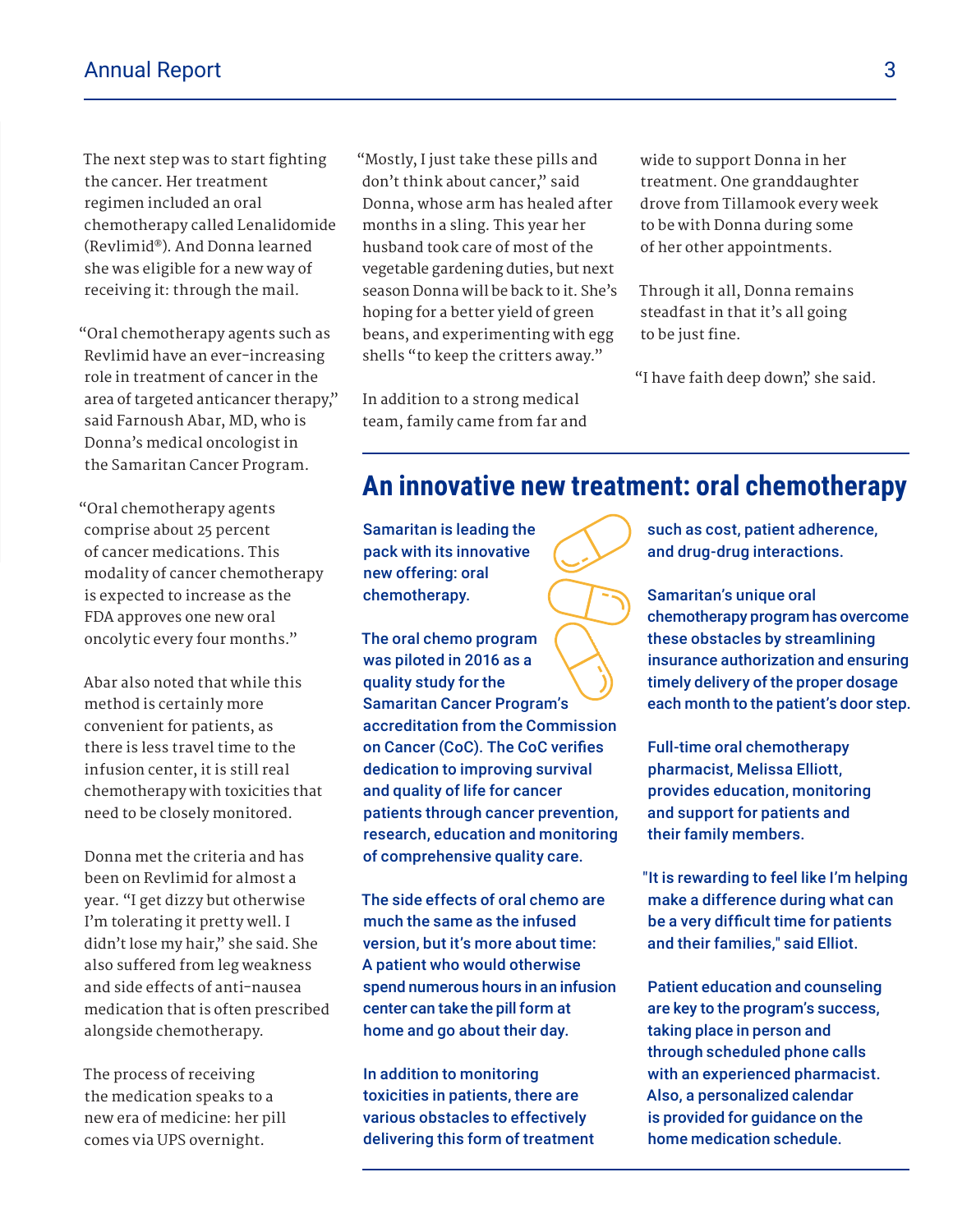The next step was to start fighting the cancer. Her treatment regimen included an oral chemotherapy called Lenalidomide (Revlimid®). And Donna learned she was eligible for a new way of receiving it: through the mail.

"Oral chemotherapy agents such as Revlimid have an ever-increasing role in treatment of cancer in the area of targeted anticancer therapy," said Farnoush Abar, MD, who is Donna's medical oncologist in the Samaritan Cancer Program.

"Oral chemotherapy agents comprise about 25 percent of cancer medications. This modality of cancer chemotherapy is expected to increase as the FDA approves one new oral oncolytic every four months."

Abar also noted that while this method is certainly more convenient for patients, as there is less travel time to the infusion center, it is still real chemotherapy with toxicities that need to be closely monitored.

Donna met the criteria and has been on Revlimid for almost a year. "I get dizzy but otherwise I'm tolerating it pretty well. I didn't lose my hair," she said. She also suffered from leg weakness and side effects of anti-nausea medication that is often prescribed alongside chemotherapy.

The process of receiving the medication speaks to a new era of medicine: her pill comes via UPS overnight.

"Mostly, I just take these pills and don't think about cancer," said Donna, whose arm has healed after months in a sling. This year her husband took care of most of the vegetable gardening duties, but next season Donna will be back to it. She's hoping for a better yield of green beans, and experimenting with egg shells "to keep the critters away."

In addition to a strong medical team, family came from far and wide to support Donna in her treatment. One granddaughter drove from Tillamook every week to be with Donna during some of her other appointments.

Through it all, Donna remains steadfast in that it's all going to be just fine.

"I have faith deep down," she said.

## An innovative new treatment: oral chemotherapy

Samaritan is leading the pack with its innovative new offering: oral chemotherapy.

The oral chemo program was piloted in 2016 as a quality study for the Samaritan Cancer Program's accreditation from the Commission on Cancer (CoC). The CoC verifies dedication to improving survival and quality of life for cancer patients through cancer prevention, research, education and monitoring of comprehensive quality care.

The side effects of oral chemo are much the same as the infused version, but it's more about time: A patient who would otherwise spend numerous hours in an infusion center can take the pill form at home and go about their day.

In addition to monitoring toxicities in patients, there are various obstacles to effectively delivering this form of treatment such as cost, patient adherence, and drug-drug interactions.

Samaritan's unique oral chemotherapy program has overcome these obstacles by streamlining insurance authorization and ensuring timely delivery of the proper dosage each month to the patient's door step.

Full-time oral chemotherapy pharmacist, Melissa Elliott, provides education, monitoring and support for patients and their family members.

"It is rewarding to feel like I'm helping make a difference during what can be a very difficult time for patients and their families," said Elliot.

Patient education and counseling are key to the program's success, taking place in person and through scheduled phone calls with an experienced pharmacist. Also, a personalized calendar is provided for guidance on the home medication schedule.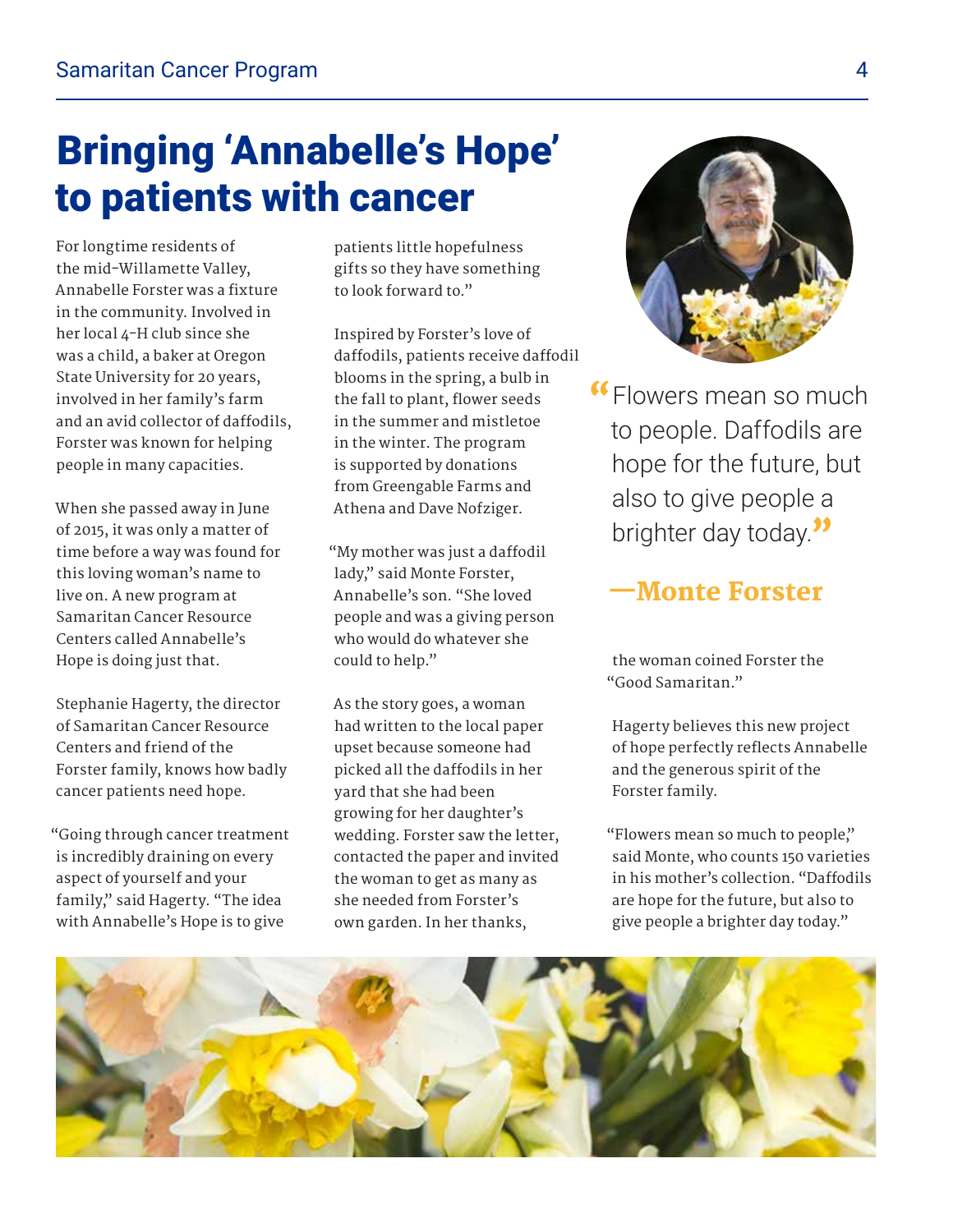# Bringing 'Annabelle's Hope' to patients with cancer

For longtime residents of the mid-Willamette Valley, Annabelle Forster was a fixture in the community. Involved in her local 4-H club since she was a child, a baker at Oregon State University for 20 years, involved in her family's farm and an avid collector of daffodils, Forster was known for helping people in many capacities.

When she passed away in June of 2015, it was only a matter of time before a way was found for this loving woman's name to live on. A new program at Samaritan Cancer Resource Centers called Annabelle's Hope is doing just that.

Stephanie Hagerty, the director of Samaritan Cancer Resource Centers and friend of the Forster family, knows how badly cancer patients need hope.

"Going through cancer treatment is incredibly draining on every aspect of yourself and your family," said Hagerty. "The idea with Annabelle's Hope is to give patients little hopefulness gifts so they have something to look forward to."

Inspired by Forster's love of daffodils, patients receive daffodil blooms in the spring, a bulb in the fall to plant, flower seeds in the summer and mistletoe in the winter. The program is supported by donations from Greengable Farms and Athena and Dave Nofziger.

"My mother was just a daffodil lady," said Monte Forster, Annabelle's son. "She loved people and was a giving person who would do whatever she could to help."

As the story goes, a woman had written to the local paper upset because someone had picked all the daffodils in her yard that she had been growing for her daughter's wedding. Forster saw the letter, contacted the paper and invited the woman to get as many as she needed from Forster's own garden. In her thanks, the woman coined Forster the "Good Samaritan."

Hagerty believes this new project of hope perfectly reflects Annabelle and the generous spirit of the Forster family.

"Flowers mean so much to people," said Monte, who counts 150 varieties in his mother's collection. "Daffodils are hope for the future, but also to give people a brighter day today."

> "Flowers mean so much to people. Daffodils are hope for the future, but also to give people a brighter day today."
>
> **—Monte Forster**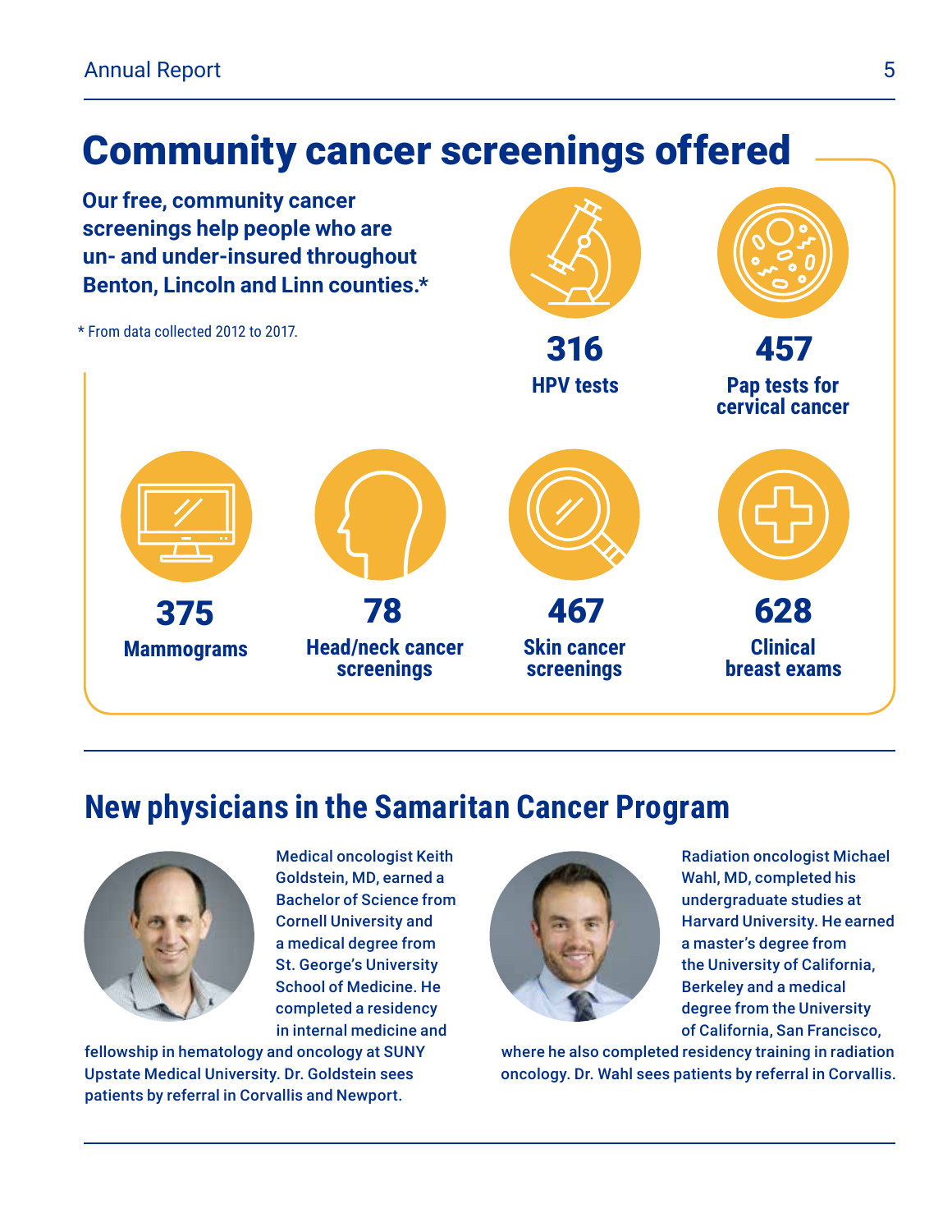# Community cancer screenings offered

**Our free, community cancer screenings help people who are un- and under-insured throughout Benton, Lincoln and Linn counties.***

* From data collected 2012 to 2017.

**316**
HPV tests

**457**
Pap tests for cervical cancer

**375**
Mammograms

**78**
Head/neck cancer screenings

**467**
Skin cancer screenings

**628**
Clinical breast exams

## New physicians in the Samaritan Cancer Program

Medical oncologist Keith Goldstein, MD, earned a Bachelor of Science from Cornell University and a medical degree from St. George's University School of Medicine. He completed a residency in internal medicine and fellowship in hematology and oncology at SUNY Upstate Medical University. Dr. Goldstein sees patients by referral in Corvallis and Newport.

Radiation oncologist Michael Wahl, MD, completed his undergraduate studies at Harvard University. He earned a master's degree from the University of California, Berkeley and a medical degree from the University of California, San Francisco, where he also completed residency training in radiation oncology. Dr. Wahl sees patients by referral in Corvallis.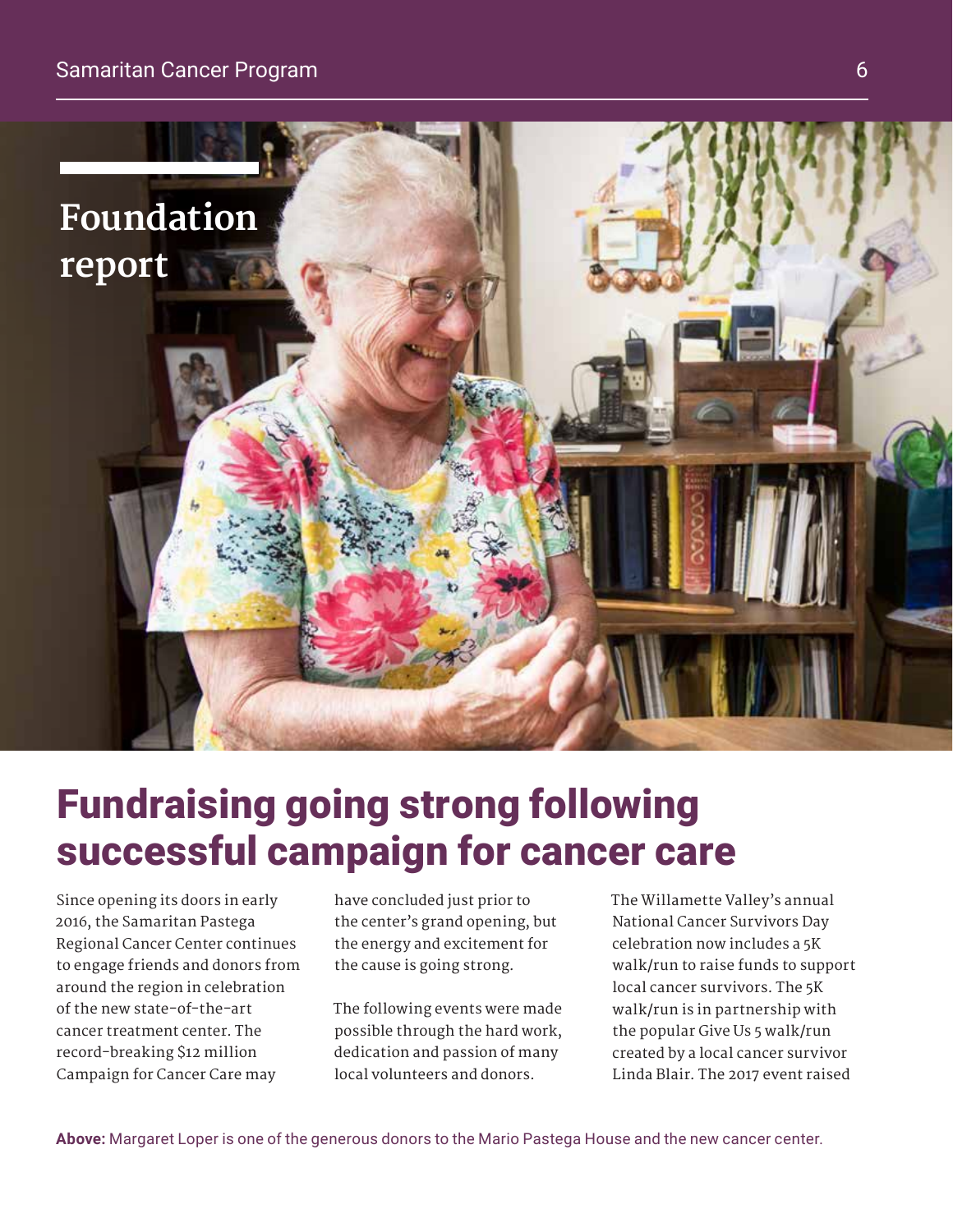## Foundation report

# Fundraising going strong following successful campaign for cancer care

Since opening its doors in early 2016, the Samaritan Pastega Regional Cancer Center continues to engage friends and donors from around the region in celebration of the new state-of-the-art cancer treatment center. The record-breaking $12 million Campaign for Cancer Care may have concluded just prior to the center's grand opening, but the energy and excitement for the cause is going strong.

The following events were made possible through the hard work, dedication and passion of many local volunteers and donors.

The Willamette Valley's annual National Cancer Survivors Day celebration now includes a 5K walk/run to raise funds to support local cancer survivors. The 5K walk/run is in partnership with the popular Give Us 5 walk/run created by a local cancer survivor Linda Blair. The 2017 event raised

**Above:** Margaret Loper is one of the generous donors to the Mario Pastega House and the new cancer center.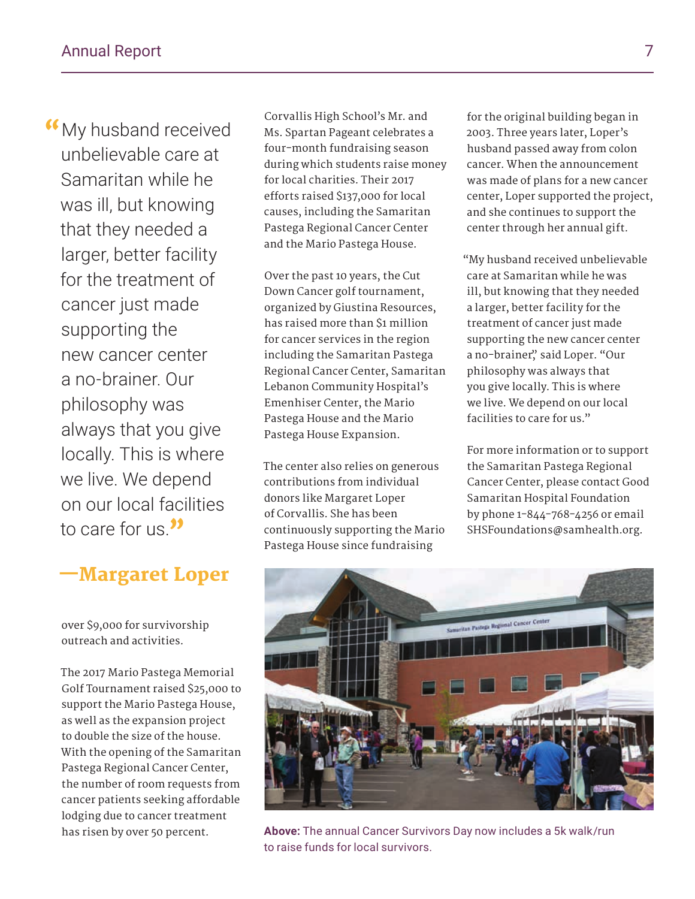> "My husband received unbelievable care at Samaritan while he was ill, but knowing that they needed a larger, better facility for the treatment of cancer just made supporting the new cancer center a no-brainer. Our philosophy was always that you give locally. This is where we live. We depend on our local facilities to care for us."
>
> **—Margaret Loper**

over $9,000 for survivorship outreach and activities.

The 2017 Mario Pastega Memorial Golf Tournament raised $25,000 to support the Mario Pastega House, as well as the expansion project to double the size of the house. With the opening of the Samaritan Pastega Regional Cancer Center, the number of room requests from cancer patients seeking affordable lodging due to cancer treatment has risen by over 50 percent.

Corvallis High School's Mr. and Ms. Spartan Pageant celebrates a four-month fundraising season during which students raise money for local charities. Their 2017 efforts raised $137,000 for local causes, including the Samaritan Pastega Regional Cancer Center and the Mario Pastega House.

Over the past 10 years, the Cut Down Cancer golf tournament, organized by Giustina Resources, has raised more than $1 million for cancer services in the region including the Samaritan Pastega Regional Cancer Center, Samaritan Lebanon Community Hospital's Emenhiser Center, the Mario Pastega House and the Mario Pastega House Expansion.

The center also relies on generous contributions from individual donors like Margaret Loper of Corvallis. She has been continuously supporting the Mario Pastega House since fundraising for the original building began in 2003. Three years later, Loper's husband passed away from colon cancer. When the announcement was made of plans for a new cancer center, Loper supported the project, and she continues to support the center through her annual gift.

"My husband received unbelievable care at Samaritan while he was ill, but knowing that they needed a larger, better facility for the treatment of cancer just made supporting the new cancer center a no-brainer," said Loper. "Our philosophy was always that you give locally. This is where we live. We depend on our local facilities to care for us."

For more information or to support the Samaritan Pastega Regional Cancer Center, please contact Good Samaritan Hospital Foundation by phone 1-844-768-4256 or email SHSFoundations@samhealth.org.

**Above:** The annual Cancer Survivors Day now includes a 5k walk/run to raise funds for local survivors.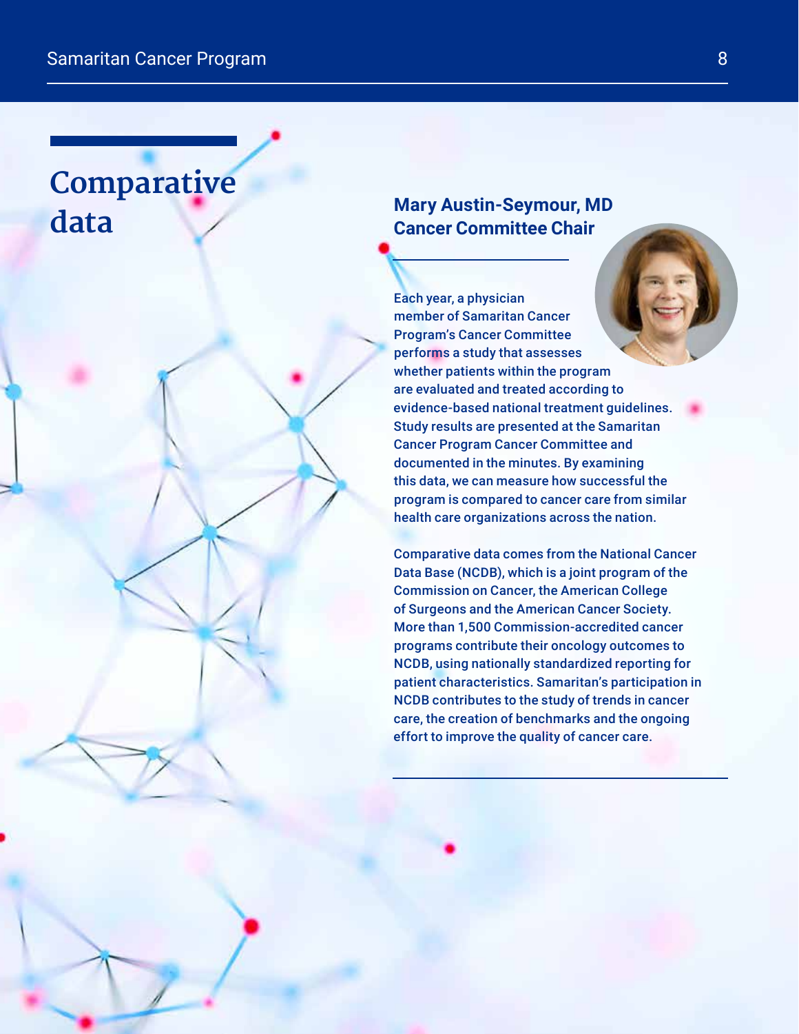# Comparative data

## Mary Austin-Seymour, MD
## Cancer Committee Chair

Each year, a physician member of Samaritan Cancer Program's Cancer Committee performs a study that assesses whether patients within the program are evaluated and treated according to evidence-based national treatment guidelines. Study results are presented at the Samaritan Cancer Program Cancer Committee and documented in the minutes. By examining this data, we can measure how successful the program is compared to cancer care from similar health care organizations across the nation.

Comparative data comes from the National Cancer Data Base (NCDB), which is a joint program of the Commission on Cancer, the American College of Surgeons and the American Cancer Society. More than 1,500 Commission-accredited cancer programs contribute their oncology outcomes to NCDB, using nationally standardized reporting for patient characteristics. Samaritan's participation in NCDB contributes to the study of trends in cancer care, the creation of benchmarks and the ongoing effort to improve the quality of cancer care.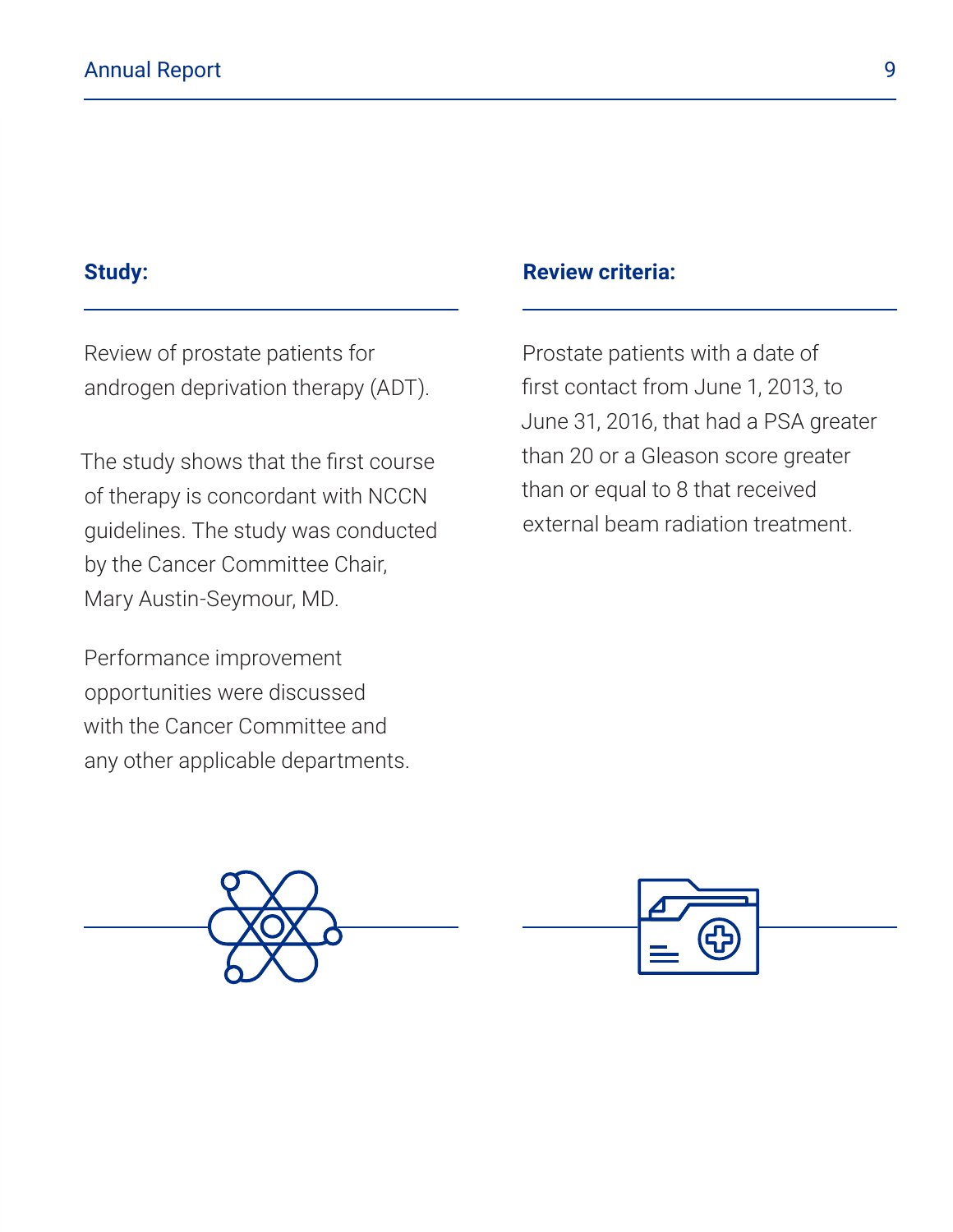**Study:**

Review of prostate patients for androgen deprivation therapy (ADT).

The study shows that the first course of therapy is concordant with NCCN guidelines. The study was conducted by the Cancer Committee Chair, Mary Austin-Seymour, MD.

Performance improvement opportunities were discussed with the Cancer Committee and any other applicable departments.

**Review criteria:**

Prostate patients with a date of first contact from June 1, 2013, to June 31, 2016, that had a PSA greater than 20 or a Gleason score greater than or equal to 8 that received external beam radiation treatment.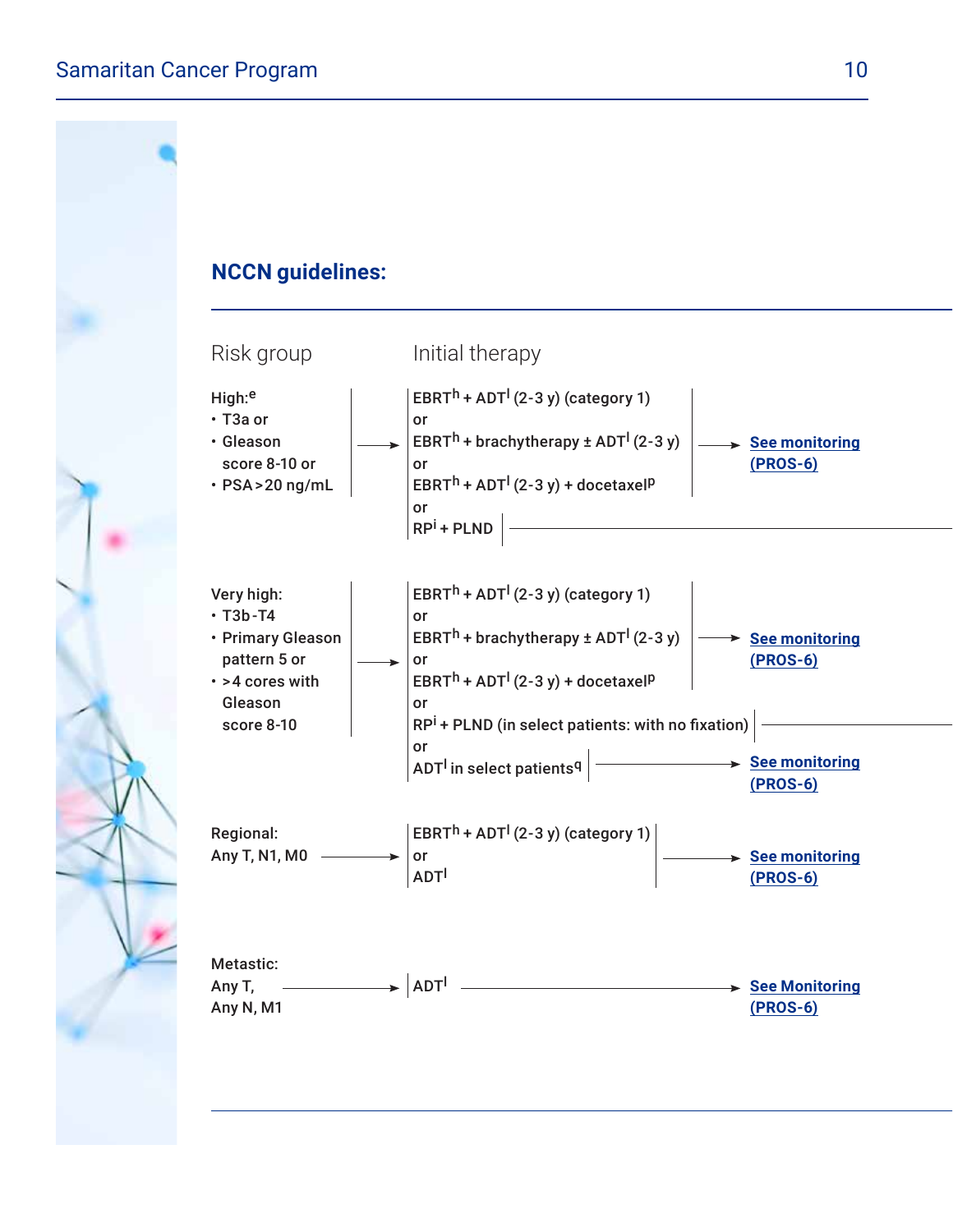## NCCN guidelines:

| Risk group | Initial therapy | |
|---|---|---|
| High:[e]<br>• T3a or<br>• Gleason score 8-10 or<br>• PSA >20 ng/mL | EBRT[h] + ADT[l] (2-3 y) (category 1)<br>or<br>EBRT[h] + brachytherapy ± ADT[l] (2-3 y)<br>or<br>EBRT[h] + ADT[l] (2-3 y) + docetaxel[p] | See monitoring (PROS-6) |
| | or<br>RP[i] + PLND | |
| Very high:<br>• T3b-T4<br>• Primary Gleason pattern 5 or<br>• >4 cores with Gleason score 8-10 | EBRT[h] + ADT[l] (2-3 y) (category 1)<br>or<br>EBRT[h] + brachytherapy ± ADT[l] (2-3 y)<br>or<br>EBRT[h] + ADT[l] (2-3 y) + docetaxel[p] | See monitoring (PROS-6) |
| | or<br>RP[i] + PLND (in select patients: with no fixation) | |
| | or<br>ADT[l] in select patients[q] | See monitoring (PROS-6) |
| Regional:<br>Any T, N1, M0 | EBRT[h] + ADT[l] (2-3 y) (category 1)<br>or<br>ADT[l] | See monitoring (PROS-6) |
| Metastatic:<br>Any T, Any N, M1 | ADT[l] | See Monitoring (PROS-6) |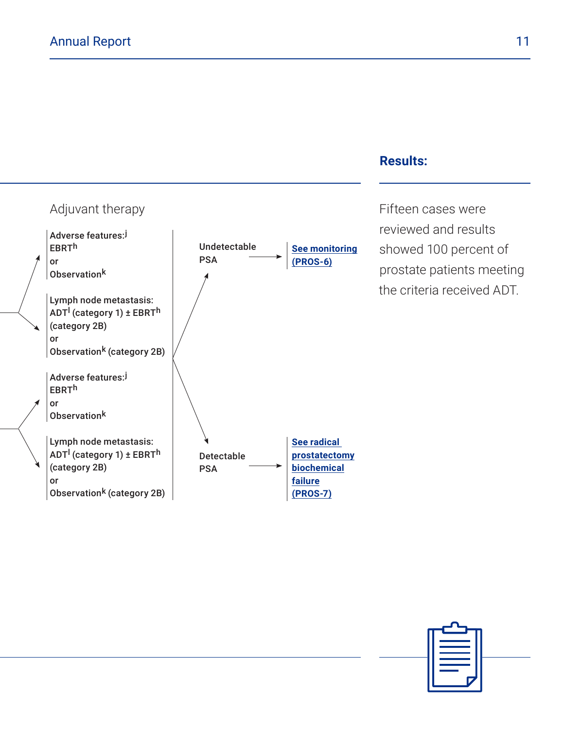Adjuvant therapy

Adverse features:[j]
EBRT[h]
or
Observation[k]

Lymph node metastasis:
ADT[l] (category 1) ± EBRT[h]
(category 2B)
or
Observation[k] (category 2B)

Adverse features:[j]
EBRT[h]
or
Observation[k]

Lymph node metastasis:
ADT[l] (category 1) ± EBRT[h]
(category 2B)
or
Observation[k] (category 2B)

Undetectable PSA → See monitoring (PROS-6)

Detectable PSA → See radical prostatectomy biochemical failure (PROS-7)

## Results:

Fifteen cases were reviewed and results showed 100 percent of prostate patients meeting the criteria received ADT.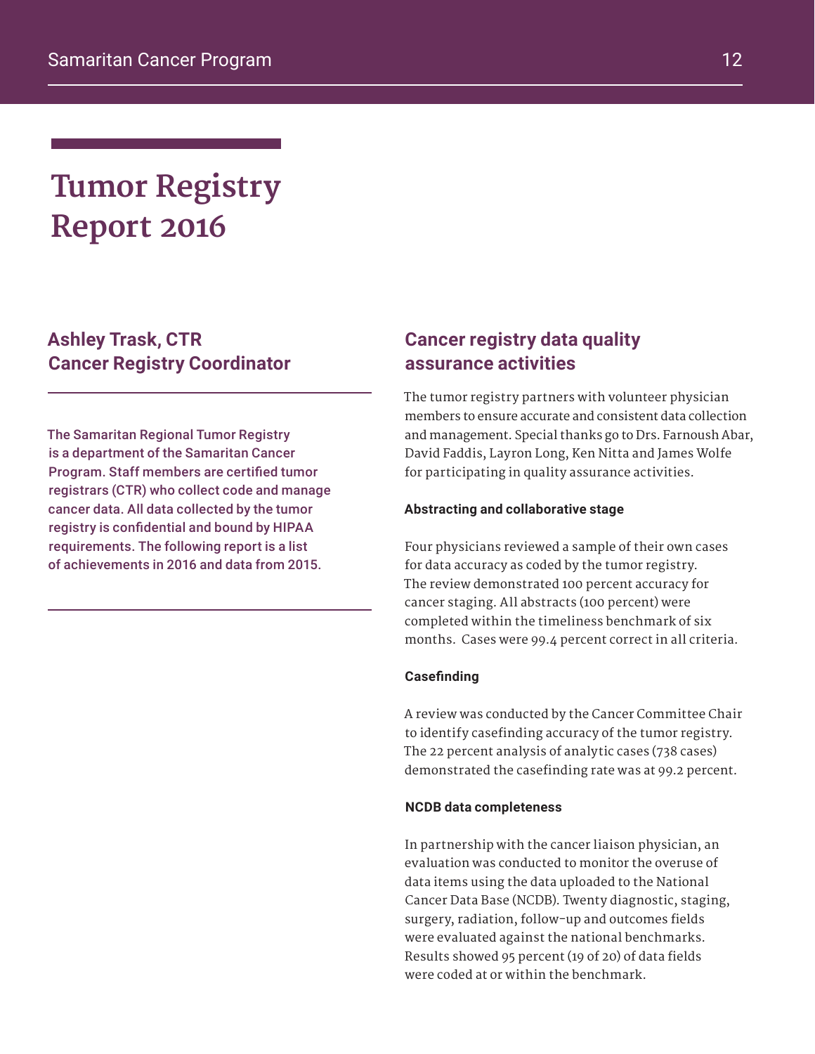# Tumor Registry Report 2016

## Ashley Trask, CTR
## Cancer Registry Coordinator

The Samaritan Regional Tumor Registry is a department of the Samaritan Cancer Program. Staff members are certified tumor registrars (CTR) who collect code and manage cancer data. All data collected by the tumor registry is confidential and bound by HIPAA requirements. The following report is a list of achievements in 2016 and data from 2015.

## Cancer registry data quality assurance activities

The tumor registry partners with volunteer physician members to ensure accurate and consistent data collection and management. Special thanks go to Drs. Farnoush Abar, David Faddis, Layron Long, Ken Nitta and James Wolfe for participating in quality assurance activities.

### Abstracting and collaborative stage

Four physicians reviewed a sample of their own cases for data accuracy as coded by the tumor registry. The review demonstrated 100 percent accuracy for cancer staging. All abstracts (100 percent) were completed within the timeliness benchmark of six months. Cases were 99.4 percent correct in all criteria.

### Casefinding

A review was conducted by the Cancer Committee Chair to identify casefinding accuracy of the tumor registry. The 22 percent analysis of analytic cases (738 cases) demonstrated the casefinding rate was at 99.2 percent.

### NCDB data completeness

In partnership with the cancer liaison physician, an evaluation was conducted to monitor the overuse of data items using the data uploaded to the National Cancer Data Base (NCDB). Twenty diagnostic, staging, surgery, radiation, follow-up and outcomes fields were evaluated against the national benchmarks. Results showed 95 percent (19 of 20) of data fields were coded at or within the benchmark.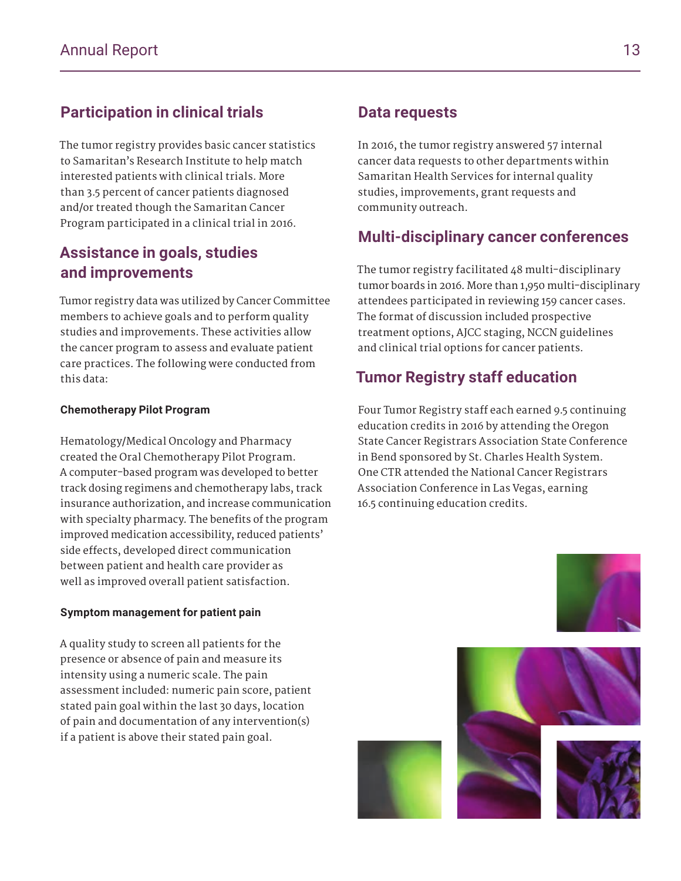## Participation in clinical trials

The tumor registry provides basic cancer statistics to Samaritan's Research Institute to help match interested patients with clinical trials. More than 3.5 percent of cancer patients diagnosed and/or treated though the Samaritan Cancer Program participated in a clinical trial in 2016.

## Assistance in goals, studies and improvements

Tumor registry data was utilized by Cancer Committee members to achieve goals and to perform quality studies and improvements. These activities allow the cancer program to assess and evaluate patient care practices. The following were conducted from this data:

### Chemotherapy Pilot Program

Hematology/Medical Oncology and Pharmacy created the Oral Chemotherapy Pilot Program. A computer-based program was developed to better track dosing regimens and chemotherapy labs, track insurance authorization, and increase communication with specialty pharmacy. The benefits of the program improved medication accessibility, reduced patients' side effects, developed direct communication between patient and health care provider as well as improved overall patient satisfaction.

### Symptom management for patient pain

A quality study to screen all patients for the presence or absence of pain and measure its intensity using a numeric scale. The pain assessment included: numeric pain score, patient stated pain goal within the last 30 days, location of pain and documentation of any intervention(s) if a patient is above their stated pain goal.

## Data requests

In 2016, the tumor registry answered 57 internal cancer data requests to other departments within Samaritan Health Services for internal quality studies, improvements, grant requests and community outreach.

## Multi-disciplinary cancer conferences

The tumor registry facilitated 48 multi-disciplinary tumor boards in 2016. More than 1,950 multi-disciplinary attendees participated in reviewing 159 cancer cases. The format of discussion included prospective treatment options, AJCC staging, NCCN guidelines and clinical trial options for cancer patients.

## Tumor Registry staff education

Four Tumor Registry staff each earned 9.5 continuing education credits in 2016 by attending the Oregon State Cancer Registrars Association State Conference in Bend sponsored by St. Charles Health System. One CTR attended the National Cancer Registrars Association Conference in Las Vegas, earning 16.5 continuing education credits.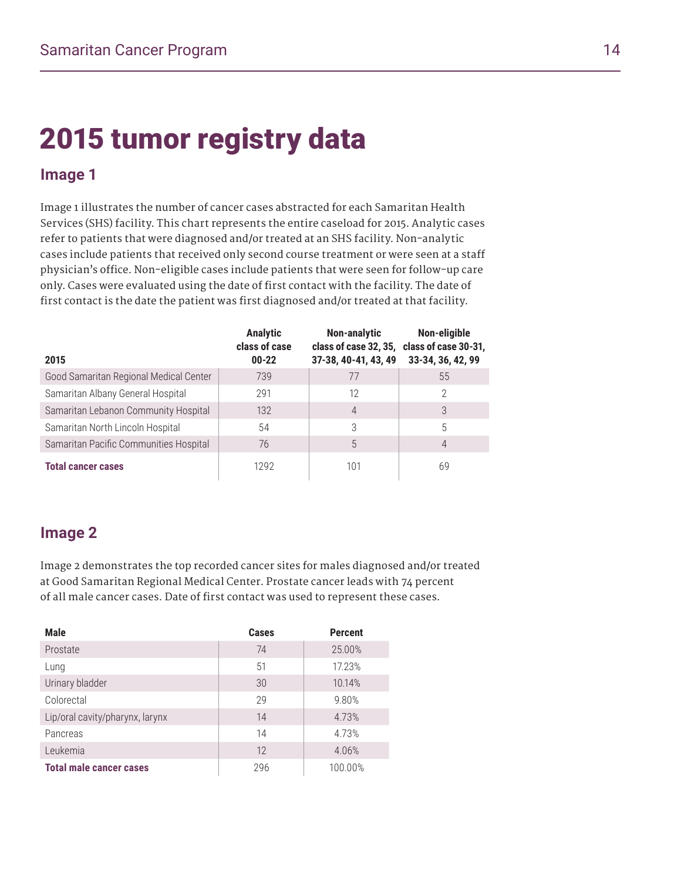# 2015 tumor registry data

## Image 1

Image 1 illustrates the number of cancer cases abstracted for each Samaritan Health Services (SHS) facility. This chart represents the entire caseload for 2015. Analytic cases refer to patients that were diagnosed and/or treated at an SHS facility. Non-analytic cases include patients that received only second course treatment or were seen at a staff physician's office. Non-eligible cases include patients that were seen for follow-up care only. Cases were evaluated using the date of first contact with the facility. The date of first contact is the date the patient was first diagnosed and/or treated at that facility.

| 2015 | Analytic class of case 00-22 | Non-analytic class of case 32, 35, 37-38, 40-41, 43, 49 | Non-eligible class of case 30-31, 33-34, 36, 42, 99 |
|---|---|---|---|
| Good Samaritan Regional Medical Center | 739 | 77 | 55 |
| Samaritan Albany General Hospital | 291 | 12 | 2 |
| Samaritan Lebanon Community Hospital | 132 | 4 | 3 |
| Samaritan North Lincoln Hospital | 54 | 3 | 5 |
| Samaritan Pacific Communities Hospital | 76 | 5 | 4 |
| **Total cancer cases** | 1292 | 101 | 69 |

## Image 2

Image 2 demonstrates the top recorded cancer sites for males diagnosed and/or treated at Good Samaritan Regional Medical Center. Prostate cancer leads with 74 percent of all male cancer cases. Date of first contact was used to represent these cases.

| Male | Cases | Percent |
|---|---|---|
| Prostate | 74 | 25.00% |
| Lung | 51 | 17.23% |
| Urinary bladder | 30 | 10.14% |
| Colorectal | 29 | 9.80% |
| Lip/oral cavity/pharynx, larynx | 14 | 4.73% |
| Pancreas | 14 | 4.73% |
| Leukemia | 12 | 4.06% |
| **Total male cancer cases** | 296 | 100.00% |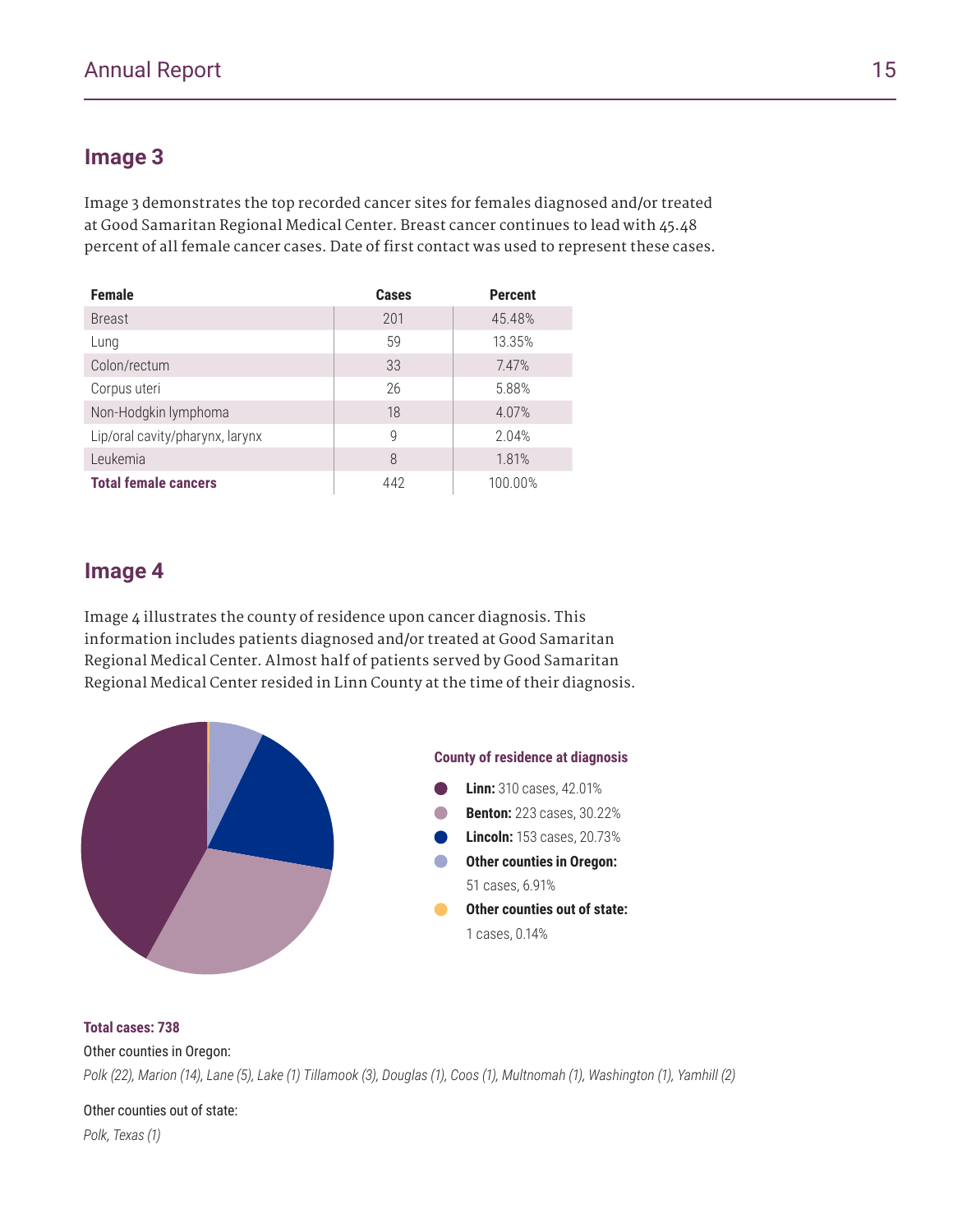## Image 3

Image 3 demonstrates the top recorded cancer sites for females diagnosed and/or treated at Good Samaritan Regional Medical Center. Breast cancer continues to lead with 45.48 percent of all female cancer cases. Date of first contact was used to represent these cases.

| Female | Cases | Percent |
|---|---|---|
| Breast | 201 | 45.48% |
| Lung | 59 | 13.35% |
| Colon/rectum | 33 | 7.47% |
| Corpus uteri | 26 | 5.88% |
| Non-Hodgkin lymphoma | 18 | 4.07% |
| Lip/oral cavity/pharynx, larynx | 9 | 2.04% |
| Leukemia | 8 | 1.81% |
| **Total female cancers** | 442 | 100.00% |

## Image 4

Image 4 illustrates the county of residence upon cancer diagnosis. This information includes patients diagnosed and/or treated at Good Samaritan Regional Medical Center. Almost half of patients served by Good Samaritan Regional Medical Center resided in Linn County at the time of their diagnosis.

**County of residence at diagnosis**

- **Linn:** 310 cases, 42.01%
- **Benton:** 223 cases, 30.22%
- **Lincoln:** 153 cases, 20.73%
- **Other counties in Oregon:** 51 cases, 6.91%
- **Other counties out of state:** 1 cases, 0.14%

**Total cases: 738**

Other counties in Oregon:

*Polk (22), Marion (14), Lane (5), Lake (1) Tillamook (3), Douglas (1), Coos (1), Multnomah (1), Washington (1), Yamhill (2)*

Other counties out of state:

*Polk, Texas (1)*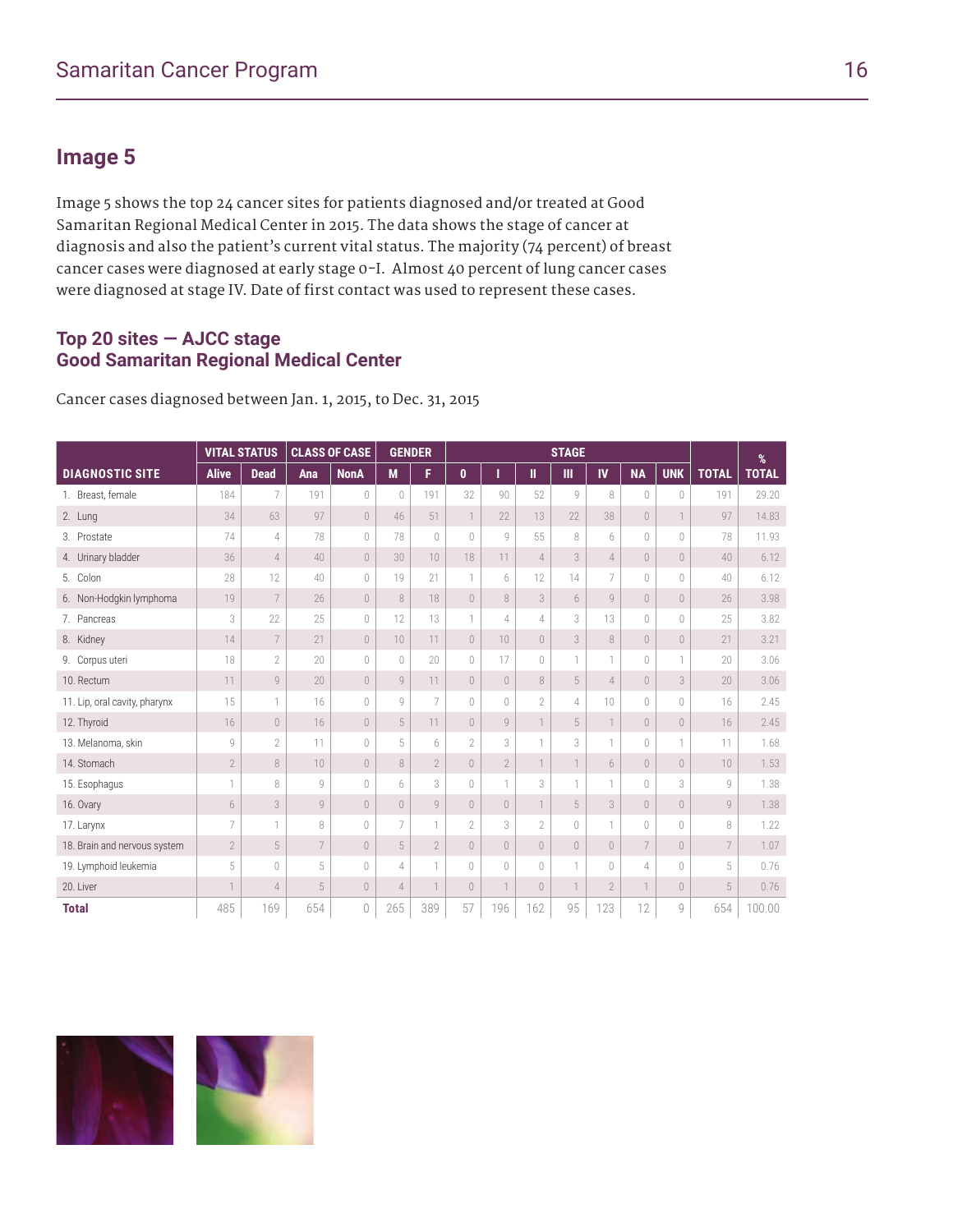## Image 5

Image 5 shows the top 24 cancer sites for patients diagnosed and/or treated at Good Samaritan Regional Medical Center in 2015. The data shows the stage of cancer at diagnosis and also the patient's current vital status. The majority (74 percent) of breast cancer cases were diagnosed at early stage 0–I. Almost 40 percent of lung cancer cases were diagnosed at stage IV. Date of first contact was used to represent these cases.

### Top 20 sites — AJCC stage
### Good Samaritan Regional Medical Center

Cancer cases diagnosed between Jan. 1, 2015, to Dec. 31, 2015

| | VITAL STATUS | | CLASS OF CASE | | GENDER | | STAGE | | | | | | | | % |
|---|---|---|---|---|---|---|---|---|---|---|---|---|---|---|---|
| **DIAGNOSTIC SITE** | **Alive** | **Dead** | **Ana** | **NonA** | **M** | **F** | **0** | **I** | **II** | **III** | **IV** | **NA** | **UNK** | **TOTAL** | **TOTAL** |
| 1. Breast, female | 184 | 7 | 191 | 0 | 0 | 191 | 32 | 90 | 52 | 9 | 8 | 0 | 0 | 191 | 29.20 |
| 2. Lung | 34 | 63 | 97 | 0 | 46 | 51 | 1 | 22 | 13 | 22 | 38 | 0 | 1 | 97 | 14.83 |
| 3. Prostate | 74 | 4 | 78 | 0 | 78 | 0 | 0 | 9 | 55 | 8 | 6 | 0 | 0 | 78 | 11.93 |
| 4. Urinary bladder | 36 | 4 | 40 | 0 | 30 | 10 | 18 | 11 | 4 | 3 | 4 | 0 | 0 | 40 | 6.12 |
| 5. Colon | 28 | 12 | 40 | 0 | 19 | 21 | 1 | 6 | 12 | 14 | 7 | 0 | 0 | 40 | 6.12 |
| 6. Non-Hodgkin lymphoma | 19 | 7 | 26 | 0 | 8 | 18 | 0 | 8 | 3 | 6 | 9 | 0 | 0 | 26 | 3.98 |
| 7. Pancreas | 3 | 22 | 25 | 0 | 12 | 13 | 1 | 4 | 4 | 3 | 13 | 0 | 0 | 25 | 3.82 |
| 8. Kidney | 14 | 7 | 21 | 0 | 10 | 11 | 0 | 10 | 0 | 3 | 8 | 0 | 0 | 21 | 3.21 |
| 9. Corpus uteri | 18 | 2 | 20 | 0 | 0 | 20 | 0 | 17 | 0 | 1 | 1 | 0 | 1 | 20 | 3.06 |
| 10. Rectum | 11 | 9 | 20 | 0 | 9 | 11 | 0 | 0 | 8 | 5 | 4 | 0 | 3 | 20 | 3.06 |
| 11. Lip, oral cavity, pharynx | 15 | 1 | 16 | 0 | 9 | 7 | 0 | 0 | 2 | 4 | 10 | 0 | 0 | 16 | 2.45 |
| 12. Thyroid | 16 | 0 | 16 | 0 | 5 | 11 | 0 | 9 | 1 | 5 | 1 | 0 | 0 | 16 | 2.45 |
| 13. Melanoma, skin | 9 | 2 | 11 | 0 | 5 | 6 | 2 | 3 | 1 | 3 | 1 | 0 | 1 | 11 | 1.68 |
| 14. Stomach | 2 | 8 | 10 | 0 | 8 | 2 | 0 | 2 | 1 | 1 | 6 | 0 | 0 | 10 | 1.53 |
| 15. Esophagus | 1 | 8 | 9 | 0 | 6 | 3 | 0 | 1 | 3 | 1 | 1 | 0 | 3 | 9 | 1.38 |
| 16. Ovary | 6 | 3 | 9 | 0 | 0 | 9 | 0 | 0 | 1 | 5 | 3 | 0 | 0 | 9 | 1.38 |
| 17. Larynx | 7 | 1 | 8 | 0 | 7 | 1 | 2 | 3 | 2 | 0 | 1 | 0 | 0 | 8 | 1.22 |
| 18. Brain and nervous system | 2 | 5 | 7 | 0 | 5 | 2 | 0 | 0 | 0 | 0 | 0 | 7 | 0 | 7 | 1.07 |
| 19. Lymphoid leukemia | 5 | 0 | 5 | 0 | 4 | 1 | 0 | 0 | 0 | 1 | 0 | 4 | 0 | 5 | 0.76 |
| 20. Liver | 1 | 4 | 5 | 0 | 4 | 1 | 0 | 1 | 0 | 1 | 2 | 1 | 0 | 5 | 0.76 |
| **Total** | 485 | 169 | 654 | 0 | 265 | 389 | 57 | 196 | 162 | 95 | 123 | 12 | 9 | 654 | 100.00 |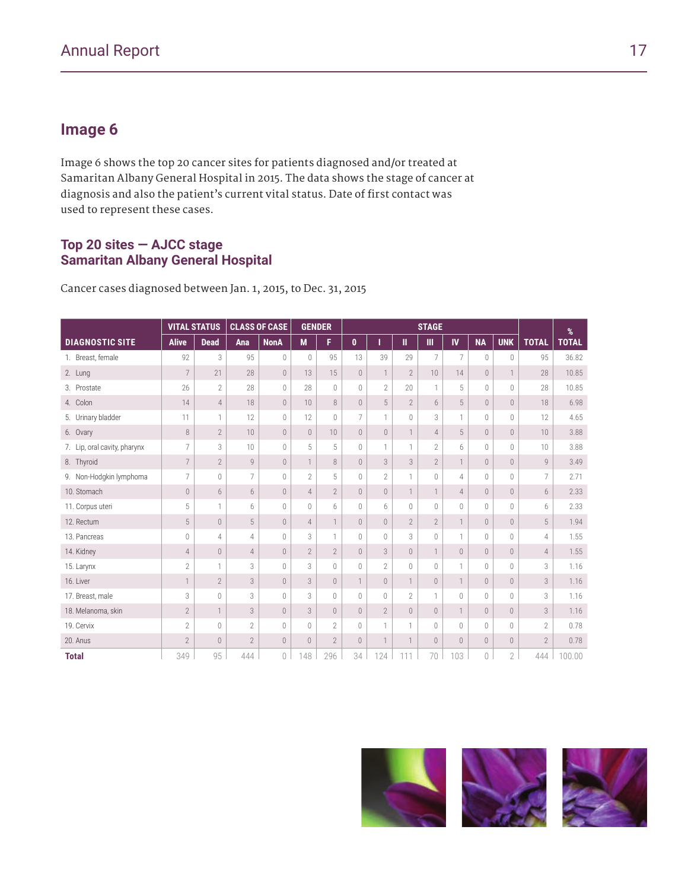## Image 6

Image 6 shows the top 20 cancer sites for patients diagnosed and/or treated at Samaritan Albany General Hospital in 2015. The data shows the stage of cancer at diagnosis and also the patient's current vital status. Date of first contact was used to represent these cases.

### Top 20 sites — AJCC stage
### Samaritan Albany General Hospital

Cancer cases diagnosed between Jan. 1, 2015, to Dec. 31, 2015

| | VITAL STATUS | | CLASS OF CASE | | GENDER | | STAGE | | | | | | | | % |
|---|---|---|---|---|---|---|---|---|---|---|---|---|---|---|---|
| **DIAGNOSTIC SITE** | **Alive** | **Dead** | **Ana** | **NonA** | **M** | **F** | **0** | **I** | **II** | **III** | **IV** | **NA** | **UNK** | **TOTAL** | **TOTAL** |
| 1. Breast, female | 92 | 3 | 95 | 0 | 0 | 95 | 13 | 39 | 29 | 7 | 7 | 0 | 0 | 95 | 36.82 |
| 2. Lung | 7 | 21 | 28 | 0 | 13 | 15 | 0 | 1 | 2 | 10 | 14 | 0 | 1 | 28 | 10.85 |
| 3. Prostate | 26 | 2 | 28 | 0 | 28 | 0 | 0 | 2 | 20 | 1 | 5 | 0 | 0 | 28 | 10.85 |
| 4. Colon | 14 | 4 | 18 | 0 | 10 | 8 | 0 | 5 | 2 | 6 | 5 | 0 | 0 | 18 | 6.98 |
| 5. Urinary bladder | 11 | 1 | 12 | 0 | 12 | 0 | 7 | 1 | 0 | 3 | 1 | 0 | 0 | 12 | 4.65 |
| 6. Ovary | 8 | 2 | 10 | 0 | 0 | 10 | 0 | 0 | 1 | 4 | 5 | 0 | 0 | 10 | 3.88 |
| 7. Lip, oral cavity, pharynx | 7 | 3 | 10 | 0 | 5 | 5 | 0 | 1 | 1 | 2 | 6 | 0 | 0 | 10 | 3.88 |
| 8. Thyroid | 7 | 2 | 9 | 0 | 1 | 8 | 0 | 3 | 3 | 2 | 1 | 0 | 0 | 9 | 3.49 |
| 9. Non-Hodgkin lymphoma | 7 | 0 | 7 | 0 | 2 | 5 | 0 | 2 | 1 | 0 | 4 | 0 | 0 | 7 | 2.71 |
| 10. Stomach | 0 | 6 | 6 | 0 | 4 | 2 | 0 | 0 | 1 | 1 | 4 | 0 | 0 | 6 | 2.33 |
| 11. Corpus uteri | 5 | 1 | 6 | 0 | 0 | 6 | 0 | 6 | 0 | 0 | 0 | 0 | 0 | 6 | 2.33 |
| 12. Rectum | 5 | 0 | 5 | 0 | 4 | 1 | 0 | 0 | 2 | 2 | 1 | 0 | 0 | 5 | 1.94 |
| 13. Pancreas | 0 | 4 | 4 | 0 | 3 | 1 | 0 | 0 | 3 | 0 | 1 | 0 | 0 | 4 | 1.55 |
| 14. Kidney | 4 | 0 | 4 | 0 | 2 | 2 | 0 | 3 | 0 | 1 | 0 | 0 | 0 | 4 | 1.55 |
| 15. Larynx | 2 | 1 | 3 | 0 | 3 | 0 | 0 | 2 | 0 | 0 | 1 | 0 | 0 | 3 | 1.16 |
| 16. Liver | 1 | 2 | 3 | 0 | 3 | 0 | 1 | 0 | 1 | 0 | 1 | 0 | 0 | 3 | 1.16 |
| 17. Breast, male | 3 | 0 | 3 | 0 | 3 | 0 | 0 | 0 | 2 | 1 | 0 | 0 | 0 | 3 | 1.16 |
| 18. Melanoma, skin | 2 | 1 | 3 | 0 | 3 | 0 | 0 | 2 | 0 | 0 | 1 | 0 | 0 | 3 | 1.16 |
| 19. Cervix | 2 | 0 | 2 | 0 | 0 | 2 | 0 | 1 | 1 | 0 | 0 | 0 | 0 | 2 | 0.78 |
| 20. Anus | 2 | 0 | 2 | 0 | 0 | 2 | 0 | 1 | 1 | 0 | 0 | 0 | 0 | 2 | 0.78 |
| **Total** | 349 | 95 | 444 | 0 | 148 | 296 | 34 | 124 | 111 | 70 | 103 | 0 | 2 | 444 | 100.00 |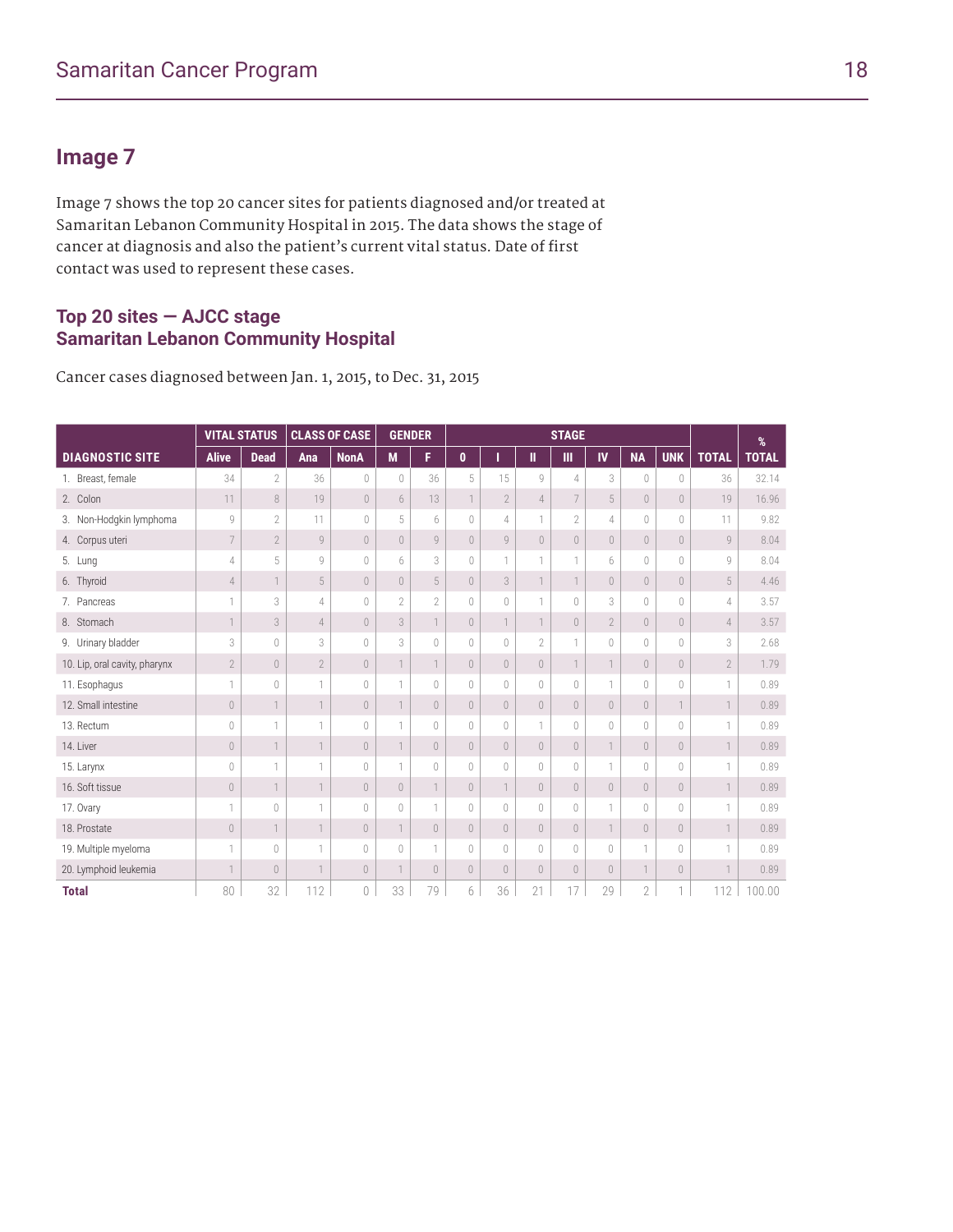## Image 7

Image 7 shows the top 20 cancer sites for patients diagnosed and/or treated at Samaritan Lebanon Community Hospital in 2015. The data shows the stage of cancer at diagnosis and also the patient's current vital status. Date of first contact was used to represent these cases.

### Top 20 sites — AJCC stage
### Samaritan Lebanon Community Hospital

Cancer cases diagnosed between Jan. 1, 2015, to Dec. 31, 2015

| | VITAL STATUS | | CLASS OF CASE | | GENDER | | STAGE | | | | | | | | % |
|---|---|---|---|---|---|---|---|---|---|---|---|---|---|---|---|
| DIAGNOSTIC SITE | Alive | Dead | Ana | NonA | M | F | 0 | I | II | III | IV | NA | UNK | TOTAL | TOTAL |
| 1. Breast, female | 34 | 2 | 36 | 0 | 0 | 36 | 5 | 15 | 9 | 4 | 3 | 0 | 0 | 36 | 32.14 |
| 2. Colon | 11 | 8 | 19 | 0 | 6 | 13 | 1 | 2 | 4 | 7 | 5 | 0 | 0 | 19 | 16.96 |
| 3. Non-Hodgkin lymphoma | 9 | 2 | 11 | 0 | 5 | 6 | 0 | 4 | 1 | 2 | 4 | 0 | 0 | 11 | 9.82 |
| 4. Corpus uteri | 7 | 2 | 9 | 0 | 0 | 9 | 0 | 9 | 0 | 0 | 0 | 0 | 0 | 9 | 8.04 |
| 5. Lung | 4 | 5 | 9 | 0 | 6 | 3 | 0 | 1 | 1 | 1 | 6 | 0 | 0 | 9 | 8.04 |
| 6. Thyroid | 4 | 1 | 5 | 0 | 0 | 5 | 0 | 3 | 1 | 1 | 0 | 0 | 0 | 5 | 4.46 |
| 7. Pancreas | 1 | 3 | 4 | 0 | 2 | 2 | 0 | 0 | 1 | 0 | 3 | 0 | 0 | 4 | 3.57 |
| 8. Stomach | 1 | 3 | 4 | 0 | 3 | 1 | 0 | 1 | 1 | 0 | 2 | 0 | 0 | 4 | 3.57 |
| 9. Urinary bladder | 3 | 0 | 3 | 0 | 3 | 0 | 0 | 0 | 2 | 1 | 0 | 0 | 0 | 3 | 2.68 |
| 10. Lip, oral cavity, pharynx | 2 | 0 | 2 | 0 | 1 | 1 | 0 | 0 | 0 | 1 | 1 | 0 | 0 | 2 | 1.79 |
| 11. Esophagus | 1 | 0 | 1 | 0 | 1 | 0 | 0 | 0 | 0 | 0 | 1 | 0 | 0 | 1 | 0.89 |
| 12. Small intestine | 0 | 1 | 1 | 0 | 1 | 0 | 0 | 0 | 0 | 0 | 0 | 0 | 1 | 1 | 0.89 |
| 13. Rectum | 0 | 1 | 1 | 0 | 1 | 0 | 0 | 0 | 1 | 0 | 0 | 0 | 0 | 1 | 0.89 |
| 14. Liver | 0 | 1 | 1 | 0 | 1 | 0 | 0 | 0 | 0 | 0 | 1 | 0 | 0 | 1 | 0.89 |
| 15. Larynx | 0 | 1 | 1 | 0 | 1 | 0 | 0 | 0 | 0 | 0 | 1 | 0 | 0 | 1 | 0.89 |
| 16. Soft tissue | 0 | 1 | 1 | 0 | 0 | 1 | 0 | 1 | 0 | 0 | 0 | 0 | 0 | 1 | 0.89 |
| 17. Ovary | 1 | 0 | 1 | 0 | 0 | 1 | 0 | 0 | 0 | 0 | 1 | 0 | 0 | 1 | 0.89 |
| 18. Prostate | 0 | 1 | 1 | 0 | 1 | 0 | 0 | 0 | 0 | 0 | 1 | 0 | 0 | 1 | 0.89 |
| 19. Multiple myeloma | 1 | 0 | 1 | 0 | 0 | 1 | 0 | 0 | 0 | 0 | 0 | 1 | 0 | 1 | 0.89 |
| 20. Lymphoid leukemia | 1 | 0 | 1 | 0 | 1 | 0 | 0 | 0 | 0 | 0 | 0 | 1 | 0 | 1 | 0.89 |
| **Total** | 80 | 32 | 112 | 0 | 33 | 79 | 6 | 36 | 21 | 17 | 29 | 2 | 1 | 112 | 100.00 |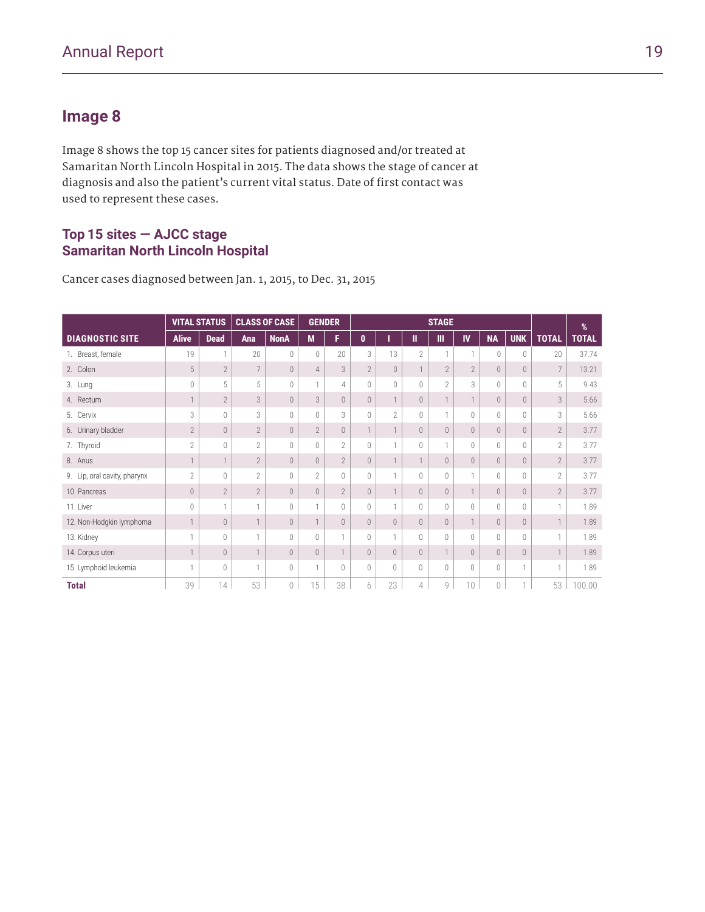## Image 8

Image 8 shows the top 15 cancer sites for patients diagnosed and/or treated at Samaritan North Lincoln Hospital in 2015. The data shows the stage of cancer at diagnosis and also the patient's current vital status. Date of first contact was used to represent these cases.

### Top 15 sites — AJCC stage
### Samaritan North Lincoln Hospital

Cancer cases diagnosed between Jan. 1, 2015, to Dec. 31, 2015

| | VITAL STATUS | | CLASS OF CASE | | GENDER | | STAGE | | | | | | | | % |
|---|---|---|---|---|---|---|---|---|---|---|---|---|---|---|---|
| **DIAGNOSTIC SITE** | **Alive** | **Dead** | **Ana** | **NonA** | **M** | **F** | **0** | **I** | **II** | **III** | **IV** | **NA** | **UNK** | **TOTAL** | **TOTAL** |
| 1. Breast, female | 19 | 1 | 20 | 0 | 0 | 20 | 3 | 13 | 2 | 1 | 1 | 0 | 0 | 20 | 37.74 |
| 2. Colon | 5 | 2 | 7 | 0 | 4 | 3 | 2 | 0 | 1 | 2 | 2 | 0 | 0 | 7 | 13.21 |
| 3. Lung | 0 | 5 | 5 | 0 | 1 | 4 | 0 | 0 | 0 | 2 | 3 | 0 | 0 | 5 | 9.43 |
| 4. Rectum | 1 | 2 | 3 | 0 | 3 | 0 | 0 | 1 | 0 | 1 | 1 | 0 | 0 | 3 | 5.66 |
| 5. Cervix | 3 | 0 | 3 | 0 | 0 | 3 | 0 | 2 | 0 | 1 | 0 | 0 | 0 | 3 | 5.66 |
| 6. Urinary bladder | 2 | 0 | 2 | 0 | 2 | 0 | 1 | 1 | 0 | 0 | 0 | 0 | 0 | 2 | 3.77 |
| 7. Thyroid | 2 | 0 | 2 | 0 | 0 | 2 | 0 | 1 | 0 | 1 | 0 | 0 | 0 | 2 | 3.77 |
| 8. Anus | 1 | 1 | 2 | 0 | 0 | 2 | 0 | 1 | 1 | 0 | 0 | 0 | 0 | 2 | 3.77 |
| 9. Lip, oral cavity, pharynx | 2 | 0 | 2 | 0 | 2 | 0 | 0 | 1 | 0 | 0 | 1 | 0 | 0 | 2 | 3.77 |
| 10. Pancreas | 0 | 2 | 2 | 0 | 0 | 2 | 0 | 1 | 0 | 0 | 1 | 0 | 0 | 2 | 3.77 |
| 11. Liver | 0 | 1 | 1 | 0 | 1 | 0 | 0 | 1 | 0 | 0 | 0 | 0 | 0 | 1 | 1.89 |
| 12. Non-Hodgkin lymphoma | 1 | 0 | 1 | 0 | 1 | 0 | 0 | 0 | 0 | 0 | 1 | 0 | 0 | 1 | 1.89 |
| 13. Kidney | 1 | 0 | 1 | 0 | 0 | 1 | 0 | 1 | 0 | 0 | 0 | 0 | 0 | 1 | 1.89 |
| 14. Corpus uteri | 1 | 0 | 1 | 0 | 0 | 1 | 0 | 0 | 0 | 1 | 0 | 0 | 0 | 1 | 1.89 |
| 15. Lymphoid leukemia | 1 | 0 | 1 | 0 | 1 | 0 | 0 | 0 | 0 | 0 | 0 | 0 | 1 | 1 | 1.89 |
| **Total** | 39 | 14 | 53 | 0 | 15 | 38 | 6 | 23 | 4 | 9 | 10 | 0 | 1 | 53 | 100.00 |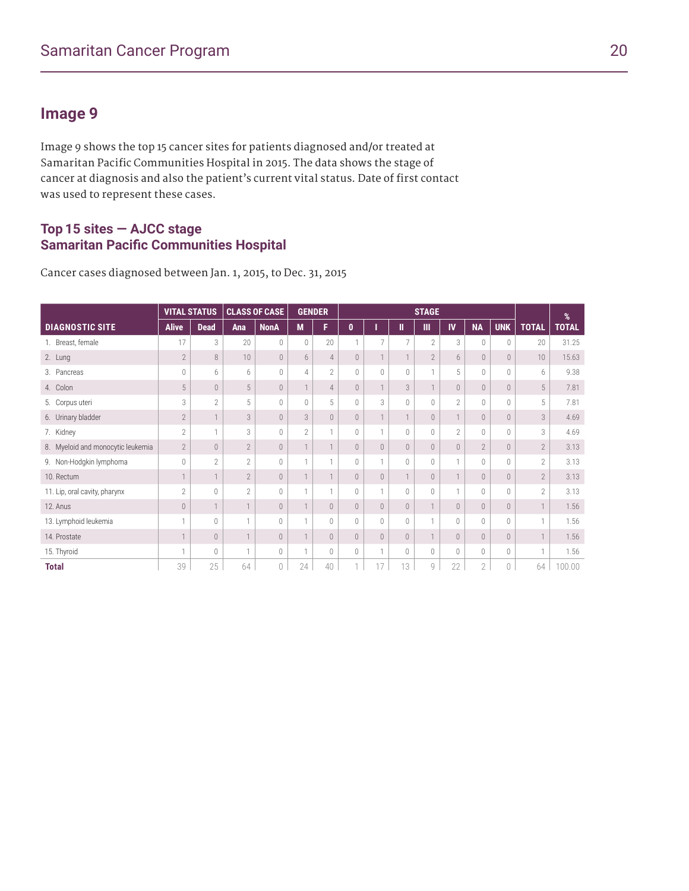## Image 9

Image 9 shows the top 15 cancer sites for patients diagnosed and/or treated at Samaritan Pacific Communities Hospital in 2015. The data shows the stage of cancer at diagnosis and also the patient's current vital status. Date of first contact was used to represent these cases.

### Top 15 sites — AJCC stage
### Samaritan Pacific Communities Hospital

Cancer cases diagnosed between Jan. 1, 2015, to Dec. 31, 2015

| | VITAL STATUS | | CLASS OF CASE | | GENDER | | STAGE | | | | | | | | |
|---|---|---|---|---|---|---|---|---|---|---|---|---|---|---|---|
| DIAGNOSTIC SITE | Alive | Dead | Ana | NonA | M | F | 0 | I | II | III | IV | NA | UNK | TOTAL | % TOTAL |
| 1. Breast, female | 17 | 3 | 20 | 0 | 0 | 20 | 1 | 7 | 7 | 2 | 3 | 0 | 0 | 20 | 31.25 |
| 2. Lung | 2 | 8 | 10 | 0 | 6 | 4 | 0 | 1 | 1 | 2 | 6 | 0 | 0 | 10 | 15.63 |
| 3. Pancreas | 0 | 6 | 6 | 0 | 4 | 2 | 0 | 0 | 0 | 1 | 5 | 0 | 0 | 6 | 9.38 |
| 4. Colon | 5 | 0 | 5 | 0 | 1 | 4 | 0 | 1 | 3 | 1 | 0 | 0 | 0 | 5 | 7.81 |
| 5. Corpus uteri | 3 | 2 | 5 | 0 | 0 | 5 | 0 | 3 | 0 | 0 | 2 | 0 | 0 | 5 | 7.81 |
| 6. Urinary bladder | 2 | 1 | 3 | 0 | 3 | 0 | 0 | 1 | 1 | 0 | 1 | 0 | 0 | 3 | 4.69 |
| 7. Kidney | 2 | 1 | 3 | 0 | 2 | 1 | 0 | 1 | 0 | 0 | 2 | 0 | 0 | 3 | 4.69 |
| 8. Myeloid and monocytic leukemia | 2 | 0 | 2 | 0 | 1 | 1 | 0 | 0 | 0 | 0 | 0 | 2 | 0 | 2 | 3.13 |
| 9. Non-Hodgkin lymphoma | 0 | 2 | 2 | 0 | 1 | 1 | 0 | 1 | 0 | 0 | 1 | 0 | 0 | 2 | 3.13 |
| 10. Rectum | 1 | 1 | 2 | 0 | 1 | 1 | 0 | 0 | 1 | 0 | 1 | 0 | 0 | 2 | 3.13 |
| 11. Lip, oral cavity, pharynx | 2 | 0 | 2 | 0 | 1 | 1 | 0 | 1 | 0 | 0 | 1 | 0 | 0 | 2 | 3.13 |
| 12. Anus | 0 | 1 | 1 | 0 | 1 | 0 | 0 | 0 | 0 | 1 | 0 | 0 | 0 | 1 | 1.56 |
| 13. Lymphoid leukemia | 1 | 0 | 1 | 0 | 1 | 0 | 0 | 0 | 0 | 1 | 0 | 0 | 0 | 1 | 1.56 |
| 14. Prostate | 1 | 0 | 1 | 0 | 1 | 0 | 0 | 0 | 0 | 1 | 0 | 0 | 0 | 1 | 1.56 |
| 15. Thyroid | 1 | 0 | 1 | 0 | 1 | 0 | 0 | 1 | 0 | 0 | 0 | 0 | 0 | 1 | 1.56 |
| **Total** | 39 | 25 | 64 | 0 | 24 | 40 | 1 | 17 | 13 | 9 | 22 | 2 | 0 | 64 | 100.00 |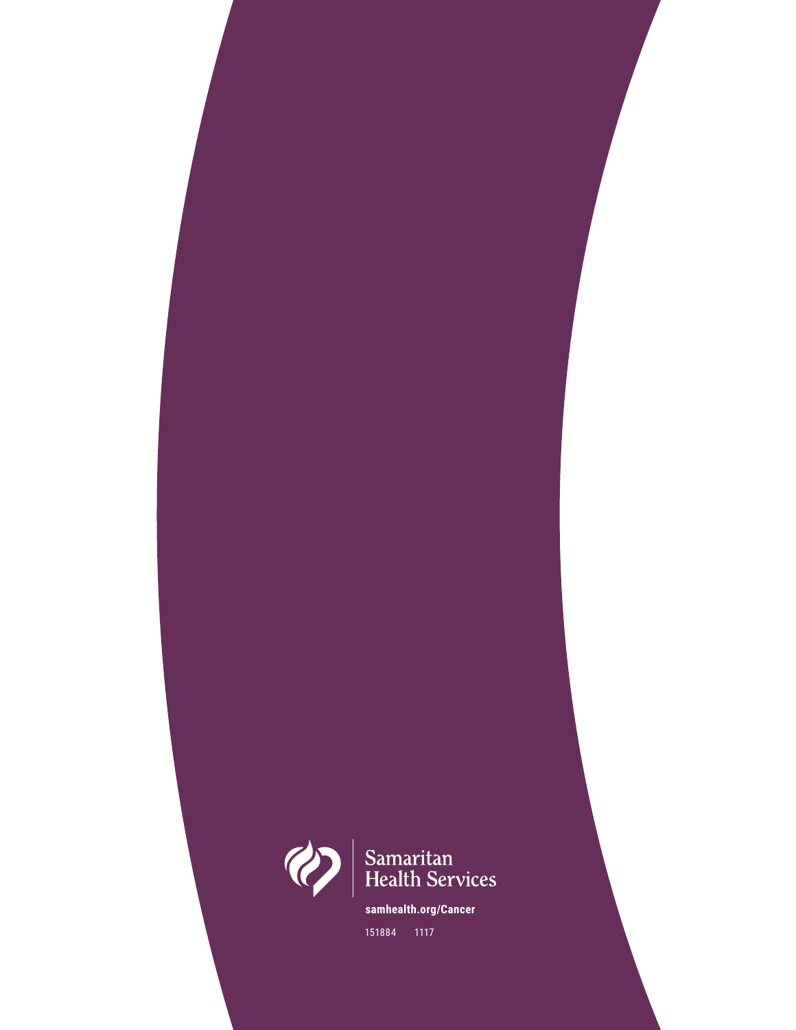Samaritan
Health Services

**samhealth.org/Cancer**

151884 1117